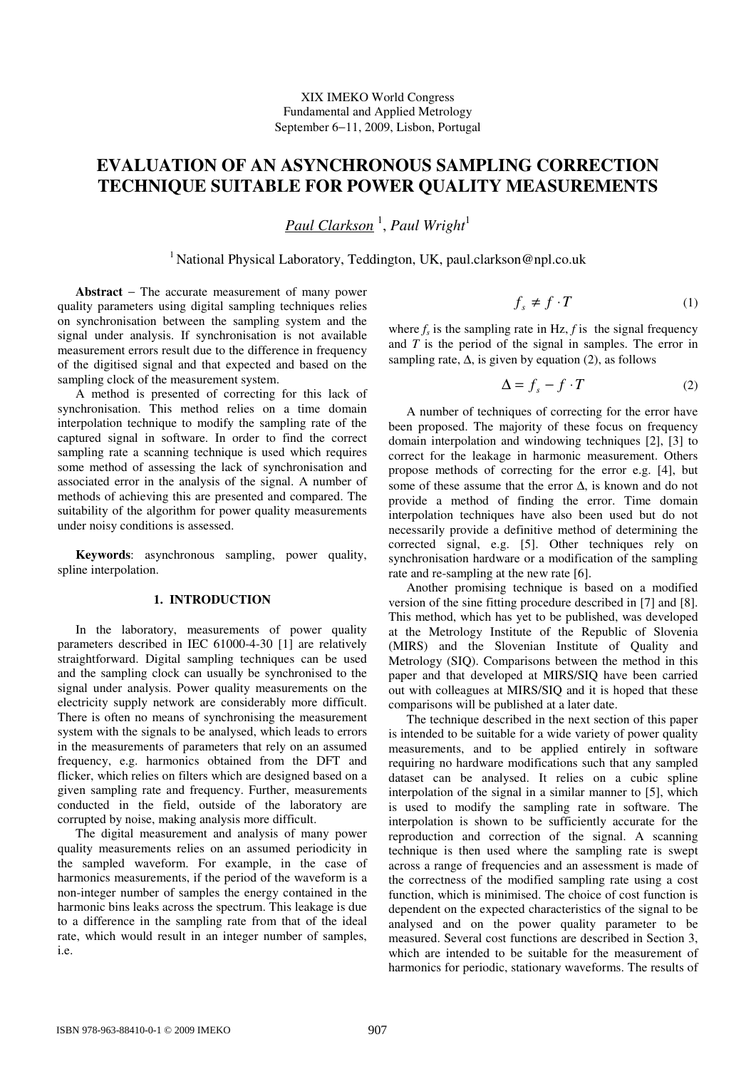XIX IMEKO World Congress
Fundamental and Applied Metrology
September 6−11, 2009, Lisbon, Portugal

# EVALUATION OF AN ASYNCHRONOUS SAMPLING CORRECTION TECHNIQUE SUITABLE FOR POWER QUALITY MEASUREMENTS

*Paul Clarkson* [1], *Paul Wright*[1]

[1] National Physical Laboratory, Teddington, UK, paul.clarkson@npl.co.uk

**Abstract** − The accurate measurement of many power quality parameters using digital sampling techniques relies on synchronisation between the sampling system and the signal under analysis. If synchronisation is not available measurement errors result due to the difference in frequency of the digitised signal and that expected and based on the sampling clock of the measurement system.

A method is presented of correcting for this lack of synchronisation. This method relies on a time domain interpolation technique to modify the sampling rate of the captured signal in software. In order to find the correct sampling rate a scanning technique is used which requires some method of assessing the lack of synchronisation and associated error in the analysis of the signal. A number of methods of achieving this are presented and compared. The suitability of the algorithm for power quality measurements under noisy conditions is assessed.

**Keywords**: asynchronous sampling, power quality, spline interpolation.

## 1. INTRODUCTION

In the laboratory, measurements of power quality parameters described in IEC 61000-4-30 [1] are relatively straightforward. Digital sampling techniques can be used and the sampling clock can usually be synchronised to the signal under analysis. Power quality measurements on the electricity supply network are considerably more difficult. There is often no means of synchronising the measurement system with the signals to be analysed, which leads to errors in the measurements of parameters that rely on an assumed frequency, e.g. harmonics obtained from the DFT and flicker, which relies on filters which are designed based on a given sampling rate and frequency. Further, measurements conducted in the field, outside of the laboratory are corrupted by noise, making analysis more difficult.

The digital measurement and analysis of many power quality measurements relies on an assumed periodicity in the sampled waveform. For example, in the case of harmonics measurements, if the period of the waveform is a non-integer number of samples the energy contained in the harmonic bins leaks across the spectrum. This leakage is due to a difference in the sampling rate from that of the ideal rate, which would result in an integer number of samples, i.e.

$$f_s \neq f \cdot T \tag{1}$$

where $f_s$ is the sampling rate in Hz, $f$ is the signal frequency and $T$ is the period of the signal in samples. The error in sampling rate, $\Delta$, is given by equation (2), as follows

$$\Delta = f_s - f \cdot T \tag{2}$$

A number of techniques of correcting for the error have been proposed. The majority of these focus on frequency domain interpolation and windowing techniques [2], [3] to correct for the leakage in harmonic measurement. Others propose methods of correcting for the error e.g. [4], but some of these assume that the error $\Delta$, is known and do not provide a method of finding the error. Time domain interpolation techniques have also been used but do not necessarily provide a definitive method of determining the corrected signal, e.g. [5]. Other techniques rely on synchronisation hardware or a modification of the sampling rate and re-sampling at the new rate [6].

Another promising technique is based on a modified version of the sine fitting procedure described in [7] and [8]. This method, which has yet to be published, was developed at the Metrology Institute of the Republic of Slovenia (MIRS) and the Slovenian Institute of Quality and Metrology (SIQ). Comparisons between the method in this paper and that developed at MIRS/SIQ have been carried out with colleagues at MIRS/SIQ and it is hoped that these comparisons will be published at a later date.

The technique described in the next section of this paper is intended to be suitable for a wide variety of power quality measurements, and to be applied entirely in software requiring no hardware modifications such that any sampled dataset can be analysed. It relies on a cubic spline interpolation of the signal in a similar manner to [5], which is used to modify the sampling rate in software. The interpolation is shown to be sufficiently accurate for the reproduction and correction of the signal. A scanning technique is then used where the sampling rate is swept across a range of frequencies and an assessment is made of the correctness of the modified sampling rate using a cost function, which is minimised. The choice of cost function is dependent on the expected characteristics of the signal to be analysed and on the power quality parameter to be measured. Several cost functions are described in Section 3, which are intended to be suitable for the measurement of harmonics for periodic, stationary waveforms. The results of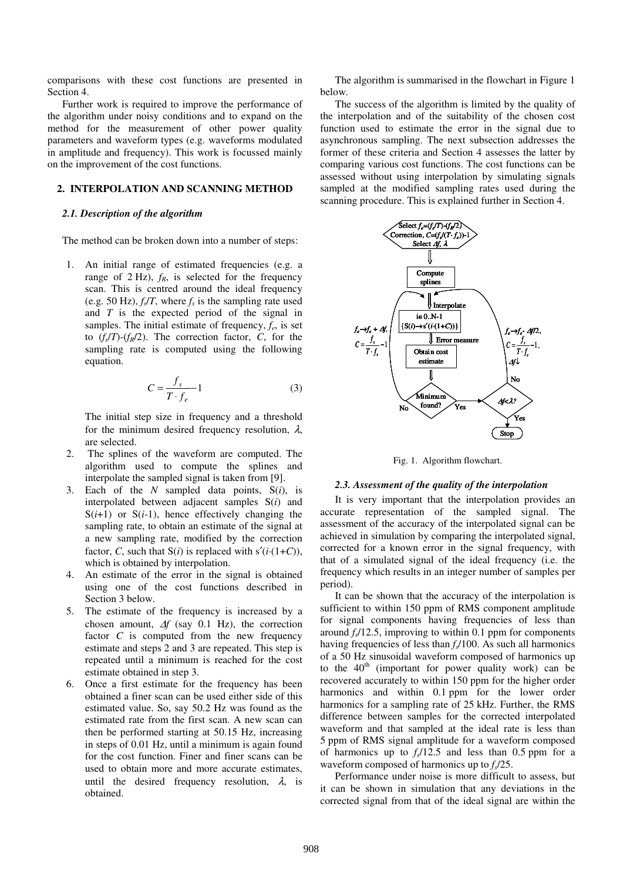comparisons with these cost functions are presented in Section 4.

Further work is required to improve the performance of the algorithm under noisy conditions and to expand on the method for the measurement of other power quality parameters and waveform types (e.g. waveforms modulated in amplitude and frequency). This work is focussed mainly on the improvement of the cost functions.

## 2. INTERPOLATION AND SCANNING METHOD

### *2.1. Description of the algorithm*

The method can be broken down into a number of steps:

1. An initial range of estimated frequencies (e.g. a range of 2 Hz), $f_R$, is selected for the frequency scan. This is centred around the ideal frequency (e.g. 50 Hz), $f_s/T$, where $f_s$ is the sampling rate used and $T$ is the expected period of the signal in samples. The initial estimate of frequency, $f_e$, is set to $(f_s/T)$-$(f_R/2)$. The correction factor, $C$, for the sampling rate is computed using the following equation.

$$C = \frac{f_s}{T \cdot f_e} - 1 \tag{3}$$

   The initial step size in frequency and a threshold for the minimum desired frequency resolution, $\lambda$, are selected.
2. The splines of the waveform are computed. The algorithm used to compute the splines and interpolate the sampled signal is taken from [9].
3. Each of the $N$ sampled data points, S($i$), is interpolated between adjacent samples S($i$) and S($i$+1) or S($i$-1), hence effectively changing the sampling rate, to obtain an estimate of the signal at a new sampling rate, modified by the correction factor, $C$, such that S($i$) is replaced with $s'(i\cdot(1+C))$, which is obtained by interpolation.
4. An estimate of the error in the signal is obtained using one of the cost functions described in Section 3 below.
5. The estimate of the frequency is increased by a chosen amount, $\Delta f$ (say 0.1 Hz), the correction factor $C$ is computed from the new frequency estimate and steps 2 and 3 are repeated. This step is repeated until a minimum is reached for the cost estimate obtained in step 3.
6. Once a first estimate for the frequency has been obtained a finer scan can be used either side of this estimated value. So, say 50.2 Hz was found as the estimated rate from the first scan. A new scan can then be performed starting at 50.15 Hz, increasing in steps of 0.01 Hz, until a minimum is again found for the cost function. Finer and finer scans can be used to obtain more and more accurate estimates, until the desired frequency resolution, $\lambda$, is obtained.

The algorithm is summarised in the flowchart in Figure 1 below.

The success of the algorithm is limited by the quality of the interpolation and of the suitability of the chosen cost function used to estimate the error in the signal due to asynchronous sampling. The next subsection addresses the former of these criteria and Section 4 assesses the latter by comparing various cost functions. The cost functions can be assessed without using interpolation by simulating signals sampled at the modified sampling rates used during the scanning procedure. This is explained further in Section 4.

Select $f_e$=$(f_s/T)$-$(f_R/2)$
Correction, $C$=$(f_s/(T\cdot f_e))$-1
Select $\Delta f$, $\lambda$
Compute splines
Interpolate
$i\in 0..N$-1
{S($i$)→$s'(i\cdot(1+C))$}
Error measure
Obtain cost estimate
Minimum found?
No
Yes
$f_e \rightarrow f_e + \Delta f$, $C = \frac{f_s}{T\cdot f_e} - 1$
$f_e \rightarrow f_e - \Delta f/2$, $C = \frac{f_s}{T\cdot f_e} - 1$, $\Delta f\downarrow$
$\Delta f<\lambda$?
No
Yes
Stop

Fig. 1. Algorithm flowchart.

### *2.3. Assessment of the quality of the interpolation*

It is very important that the interpolation provides an accurate representation of the sampled signal. The assessment of the accuracy of the interpolated signal can be achieved in simulation by comparing the interpolated signal, corrected for a known error in the signal frequency, with that of a simulated signal of the ideal frequency (i.e. the frequency which results in an integer number of samples per period).

It can be shown that the accuracy of the interpolation is sufficient to within 150 ppm of RMS component amplitude for signal components having frequencies of less than around $f_s$/12.5, improving to within 0.1 ppm for components having frequencies of less than $f_s$/100. As such all harmonics of a 50 Hz sinusoidal waveform composed of harmonics up to the 40[th] (important for power quality work) can be recovered accurately to within 150 ppm for the higher order harmonics and within 0.1 ppm for the lower order harmonics for a sampling rate of 25 kHz. Further, the RMS difference between samples for the corrected interpolated waveform and that sampled at the ideal rate is less than 5 ppm of RMS signal amplitude for a waveform composed of harmonics up to $f_s$/12.5 and less than 0.5 ppm for a waveform composed of harmonics up to $f_s$/25.

Performance under noise is more difficult to assess, but it can be shown in simulation that any deviations in the corrected signal from that of the ideal signal are within the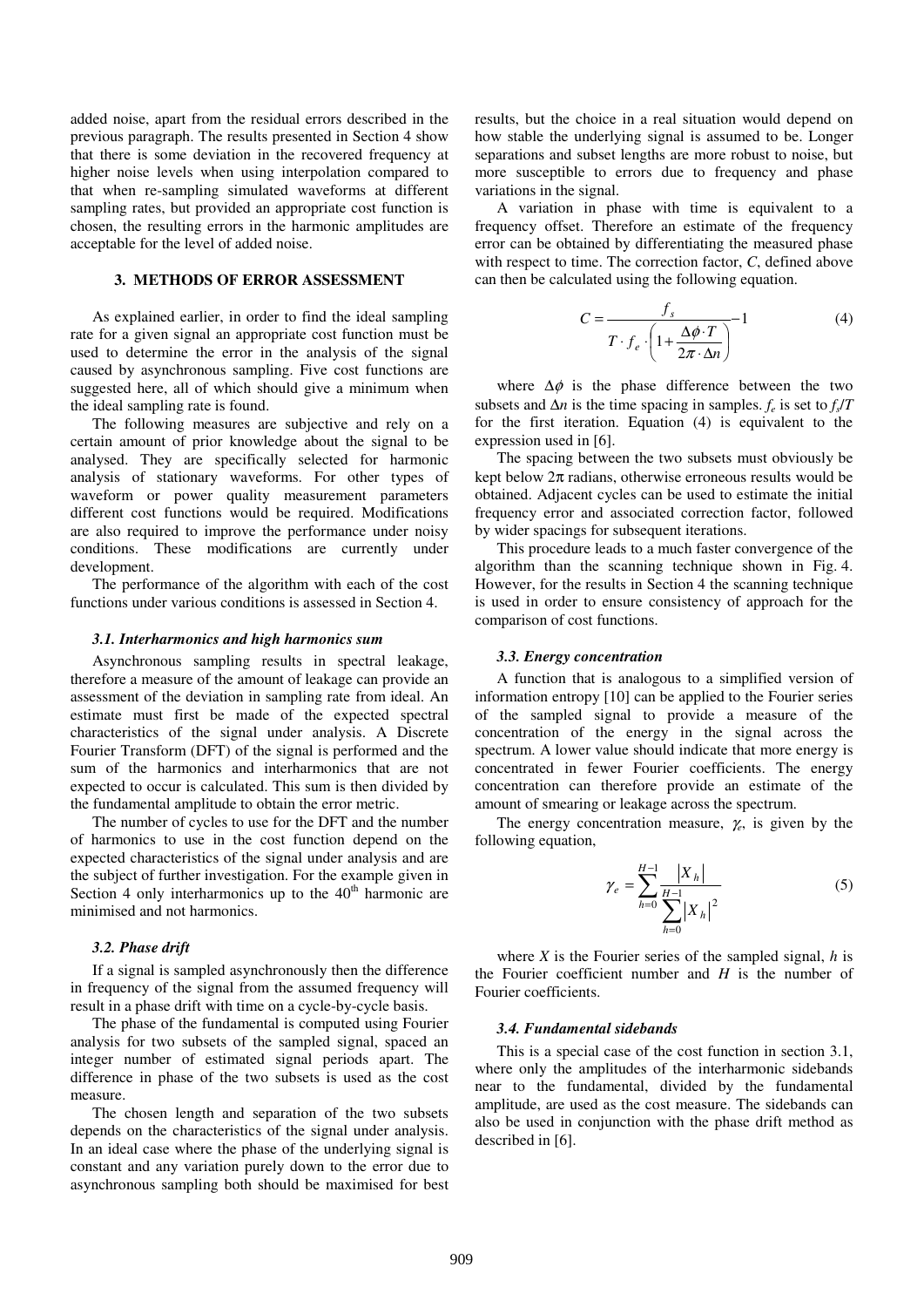added noise, apart from the residual errors described in the previous paragraph. The results presented in Section 4 show that there is some deviation in the recovered frequency at higher noise levels when using interpolation compared to that when re-sampling simulated waveforms at different sampling rates, but provided an appropriate cost function is chosen, the resulting errors in the harmonic amplitudes are acceptable for the level of added noise.

## 3. METHODS OF ERROR ASSESSMENT

As explained earlier, in order to find the ideal sampling rate for a given signal an appropriate cost function must be used to determine the error in the analysis of the signal caused by asynchronous sampling. Five cost functions are suggested here, all of which should give a minimum when the ideal sampling rate is found.

The following measures are subjective and rely on a certain amount of prior knowledge about the signal to be analysed. They are specifically selected for harmonic analysis of stationary waveforms. For other types of waveform or power quality measurement parameters different cost functions would be required. Modifications are also required to improve the performance under noisy conditions. These modifications are currently under development.

The performance of the algorithm with each of the cost functions under various conditions is assessed in Section 4.

### *3.1. Interharmonics and high harmonics sum*

Asynchronous sampling results in spectral leakage, therefore a measure of the amount of leakage can provide an assessment of the deviation in sampling rate from ideal. An estimate must first be made of the expected spectral characteristics of the signal under analysis. A Discrete Fourier Transform (DFT) of the signal is performed and the sum of the harmonics and interharmonics that are not expected to occur is calculated. This sum is then divided by the fundamental amplitude to obtain the error metric.

The number of cycles to use for the DFT and the number of harmonics to use in the cost function depend on the expected characteristics of the signal under analysis and are the subject of further investigation. For the example given in Section 4 only interharmonics up to the $40^{th}$ harmonic are minimised and not harmonics.

### *3.2. Phase drift*

If a signal is sampled asynchronously then the difference in frequency of the signal from the assumed frequency will result in a phase drift with time on a cycle-by-cycle basis.

The phase of the fundamental is computed using Fourier analysis for two subsets of the sampled signal, spaced an integer number of estimated signal periods apart. The difference in phase of the two subsets is used as the cost measure.

The chosen length and separation of the two subsets depends on the characteristics of the signal under analysis. In an ideal case where the phase of the underlying signal is constant and any variation purely down to the error due to asynchronous sampling both should be maximised for best results, but the choice in a real situation would depend on how stable the underlying signal is assumed to be. Longer separations and subset lengths are more robust to noise, but more susceptible to errors due to frequency and phase variations in the signal.

A variation in phase with time is equivalent to a frequency offset. Therefore an estimate of the frequency error can be obtained by differentiating the measured phase with respect to time. The correction factor, $C$, defined above can then be calculated using the following equation.

$$C = \frac{f_s}{T \cdot f_e \cdot \left(1 + \dfrac{\Delta\phi \cdot T}{2\pi \cdot \Delta n}\right)} - 1 \tag{4}$$

where $\Delta\phi$ is the phase difference between the two subsets and $\Delta n$ is the time spacing in samples. $f_e$ is set to $f_s/T$ for the first iteration. Equation (4) is equivalent to the expression used in [6].

The spacing between the two subsets must obviously be kept below $2\pi$ radians, otherwise erroneous results would be obtained. Adjacent cycles can be used to estimate the initial frequency error and associated correction factor, followed by wider spacings for subsequent iterations.

This procedure leads to a much faster convergence of the algorithm than the scanning technique shown in Fig. 4. However, for the results in Section 4 the scanning technique is used in order to ensure consistency of approach for the comparison of cost functions.

### *3.3. Energy concentration*

A function that is analogous to a simplified version of information entropy [10] can be applied to the Fourier series of the sampled signal to provide a measure of the concentration of the energy in the signal across the spectrum. A lower value should indicate that more energy is concentrated in fewer Fourier coefficients. The energy concentration can therefore provide an estimate of the amount of smearing or leakage across the spectrum.

The energy concentration measure, $\gamma_e$, is given by the following equation,

$$\gamma_e = \sum_{h=0}^{H-1} \frac{|X_h|}{\sum_{h=0}^{H-1} |X_h|^2} \tag{5}$$

where $X$ is the Fourier series of the sampled signal, $h$ is the Fourier coefficient number and $H$ is the number of Fourier coefficients.

### *3.4. Fundamental sidebands*

This is a special case of the cost function in section 3.1, where only the amplitudes of the interharmonic sidebands near to the fundamental, divided by the fundamental amplitude, are used as the cost measure. The sidebands can also be used in conjunction with the phase drift method as described in [6].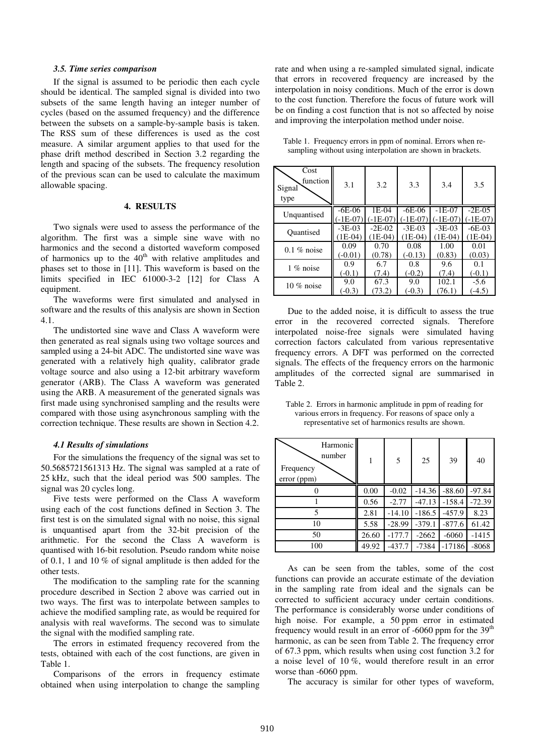### 3.5. Time series comparison

If the signal is assumed to be periodic then each cycle should be identical. The sampled signal is divided into two subsets of the same length having an integer number of cycles (based on the assumed frequency) and the difference between the subsets on a sample-by-sample basis is taken. The RSS sum of these differences is used as the cost measure. A similar argument applies to that used for the phase drift method described in Section 3.2 regarding the length and spacing of the subsets. The frequency resolution of the previous scan can be used to calculate the maximum allowable spacing.

## 4. RESULTS

Two signals were used to assess the performance of the algorithm. The first was a simple sine wave with no harmonics and the second a distorted waveform composed of harmonics up to the 40$^{th}$ with relative amplitudes and phases set to those in [11]. This waveform is based on the limits specified in IEC 61000-3-2 [12] for Class A equipment.

The waveforms were first simulated and analysed in software and the results of this analysis are shown in Section 4.1.

The undistorted sine wave and Class A waveform were then generated as real signals using two voltage sources and sampled using a 24-bit ADC. The undistorted sine wave was generated with a relatively high quality, calibrator grade voltage source and also using a 12-bit arbitrary waveform generator (ARB). The Class A waveform was generated using the ARB. A measurement of the generated signals was first made using synchronised sampling and the results were compared with those using asynchronous sampling with the correction technique. These results are shown in Section 4.2.

### 4.1 Results of simulations

For the simulations the frequency of the signal was set to 50.5685721561313 Hz. The signal was sampled at a rate of 25 kHz, such that the ideal period was 500 samples. The signal was 20 cycles long.

Five tests were performed on the Class A waveform using each of the cost functions defined in Section 3. The first test is on the simulated signal with no noise, this signal is unquantised apart from the 32-bit precision of the arithmetic. For the second the Class A waveform is quantised with 16-bit resolution. Pseudo random white noise of 0.1, 1 and 10 % of signal amplitude is then added for the other tests.

The modification to the sampling rate for the scanning procedure described in Section 2 above was carried out in two ways. The first was to interpolate between samples to achieve the modified sampling rate, as would be required for analysis with real waveforms. The second was to simulate the signal with the modified sampling rate.

The errors in estimated frequency recovered from the tests, obtained with each of the cost functions, are given in Table 1.

Comparisons of the errors in frequency estimate obtained when using interpolation to change the sampling rate and when using a re-sampled simulated signal, indicate that errors in recovered frequency are increased by the interpolation in noisy conditions. Much of the error is down to the cost function. Therefore the focus of future work will be on finding a cost function that is not so affected by noise and improving the interpolation method under noise.

Table 1. Frequency errors in ppm of nominal. Errors when re-sampling without using interpolation are shown in brackets.

| Signal type \ Cost function | 3.1 | 3.2 | 3.3 | 3.4 | 3.5 |
|---|---|---|---|---|---|
| Unquantised | -6E-06 (-1E-07) | 1E-04 (-1E-07) | -6E-06 (-1E-07) | -1E-07 (-1E-07) | -2E-05 (-1E-07) |
| Quantised | -3E-03 (1E-04) | -2E-02 (1E-04) | -3E-03 (1E-04) | -3E-03 (1E-04) | -6E-03 (1E-04) |
| 0.1 % noise | 0.09 (-0.01) | 0.70 (0.78) | 0.08 (-0.13) | 1.00 (0.83) | 0.01 (0.03) |
| 1 % noise | 0.9 (-0.1) | 6.7 (7.4) | 0.8 (-0.2) | 9.6 (7.4) | 0.1 (-0.1) |
| 10 % noise | 9.0 (-0.3) | 67.3 (73.2) | 9.0 (-0.3) | 102.1 (76.1) | -5.6 (-4.5) |

Due to the added noise, it is difficult to assess the true error in the recovered corrected signals. Therefore interpolated noise-free signals were simulated having correction factors calculated from various representative frequency errors. A DFT was performed on the corrected signals. The effects of the frequency errors on the harmonic amplitudes of the corrected signal are summarised in Table 2.

Table 2. Errors in harmonic amplitude in ppm of reading for various errors in frequency. For reasons of space only a representative set of harmonics results are shown.

| Frequency error (ppm) \ Harmonic number | 1 | 5 | 25 | 39 | 40 |
|---|---|---|---|---|---|
| 0 | 0.00 | -0.02 | -14.36 | -88.60 | -97.84 |
| 1 | 0.56 | -2.77 | -47.13 | -158.4 | -72.39 |
| 5 | 2.81 | -14.10 | -186.5 | -457.9 | 8.23 |
| 10 | 5.58 | -28.99 | -379.1 | -877.6 | 61.42 |
| 50 | 26.60 | -177.7 | -2662 | -6060 | -1415 |
| 100 | 49.92 | -437.7 | -7384 | -17186 | -8068 |

As can be seen from the tables, some of the cost functions can provide an accurate estimate of the deviation in the sampling rate from ideal and the signals can be corrected to sufficient accuracy under certain conditions. The performance is considerably worse under conditions of high noise. For example, a 50 ppm error in estimated frequency would result in an error of -6060 ppm for the 39$^{th}$ harmonic, as can be seen from Table 2. The frequency error of 67.3 ppm, which results when using cost function 3.2 for a noise level of 10 %, would therefore result in an error worse than -6060 ppm.

The accuracy is similar for other types of waveform,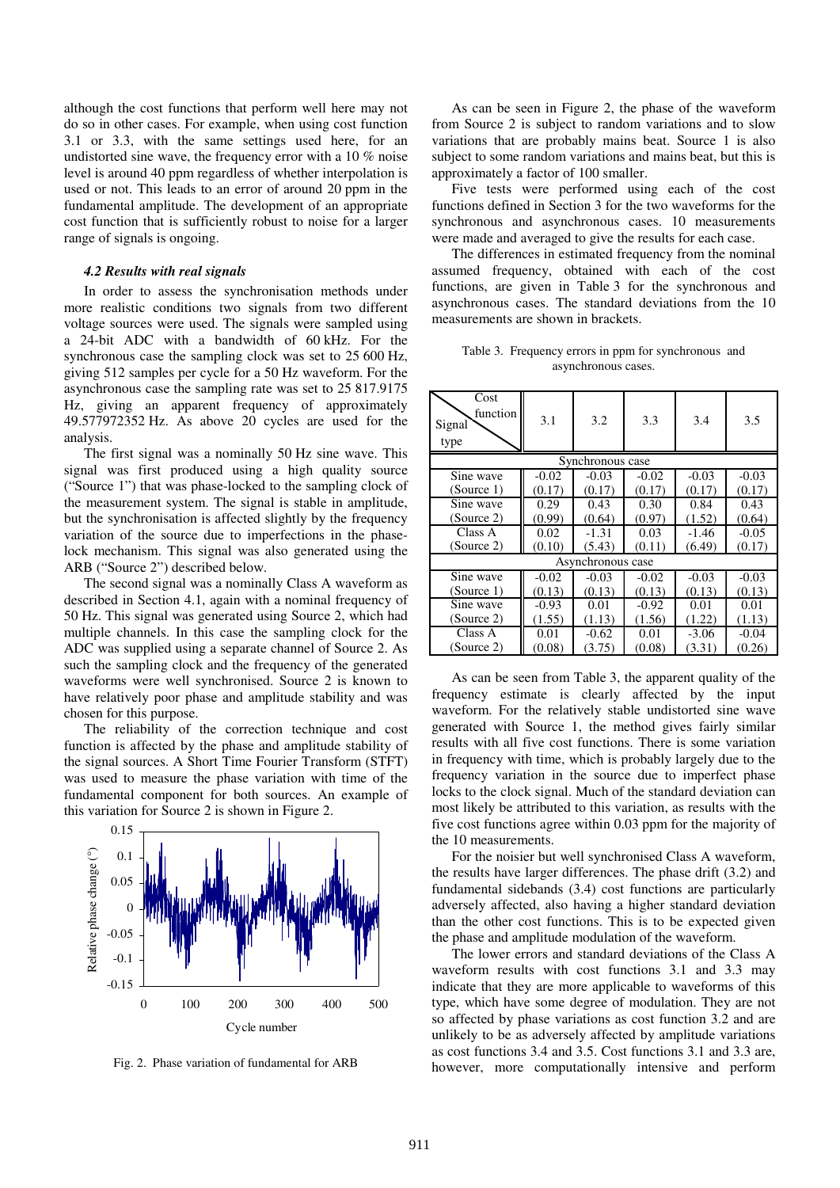although the cost functions that perform well here may not do so in other cases. For example, when using cost function 3.1 or 3.3, with the same settings used here, for an undistorted sine wave, the frequency error with a 10 % noise level is around 40 ppm regardless of whether interpolation is used or not. This leads to an error of around 20 ppm in the fundamental amplitude. The development of an appropriate cost function that is sufficiently robust to noise for a larger range of signals is ongoing.

### *4.2 Results with real signals*

In order to assess the synchronisation methods under more realistic conditions two signals from two different voltage sources were used. The signals were sampled using a 24-bit ADC with a bandwidth of 60 kHz. For the synchronous case the sampling clock was set to 25 600 Hz, giving 512 samples per cycle for a 50 Hz waveform. For the asynchronous case the sampling rate was set to 25 817.9175 Hz, giving an apparent frequency of approximately 49.577972352 Hz. As above 20 cycles are used for the analysis.

The first signal was a nominally 50 Hz sine wave. This signal was first produced using a high quality source ("Source 1") that was phase-locked to the sampling clock of the measurement system. The signal is stable in amplitude, but the synchronisation is affected slightly by the frequency variation of the source due to imperfections in the phase-lock mechanism. This signal was also generated using the ARB ("Source 2") described below.

The second signal was a nominally Class A waveform as described in Section 4.1, again with a nominal frequency of 50 Hz. This signal was generated using Source 2, which had multiple channels. In this case the sampling clock for the ADC was supplied using a separate channel of Source 2. As such the sampling clock and the frequency of the generated waveforms were well synchronised. Source 2 is known to have relatively poor phase and amplitude stability and was chosen for this purpose.

The reliability of the correction technique and cost function is affected by the phase and amplitude stability of the signal sources. A Short Time Fourier Transform (STFT) was used to measure the phase variation with time of the fundamental component for both sources. An example of this variation for Source 2 is shown in Figure 2.

0.15
0.1
0.05
0
-0.05
-0.1
-0.15
Relative phase change (°)
0 100 200 300 400 500
Cycle number

Fig. 2. Phase variation of fundamental for ARB

As can be seen in Figure 2, the phase of the waveform from Source 2 is subject to random variations and to slow variations that are probably mains beat. Source 1 is also subject to some random variations and mains beat, but this is approximately a factor of 100 smaller.

Five tests were performed using each of the cost functions defined in Section 3 for the two waveforms for the synchronous and asynchronous cases. 10 measurements were made and averaged to give the results for each case.

The differences in estimated frequency from the nominal assumed frequency, obtained with each of the cost functions, are given in Table 3 for the synchronous and asynchronous cases. The standard deviations from the 10 measurements are shown in brackets.

Table 3. Frequency errors in ppm for synchronous and asynchronous cases.

| Signal type \ Cost function | 3.1 | 3.2 | 3.3 | 3.4 | 3.5 |
|---|---|---|---|---|---|
| **Synchronous case** | | | | | |
| Sine wave (Source 1) | -0.02 (0.17) | -0.03 (0.17) | -0.02 (0.17) | -0.03 (0.17) | -0.03 (0.17) |
| Sine wave (Source 2) | 0.29 (0.99) | 0.43 (0.64) | 0.30 (0.97) | 0.84 (1.52) | 0.43 (0.64) |
| Class A (Source 2) | 0.02 (0.10) | -1.31 (5.43) | 0.03 (0.11) | -1.46 (6.49) | -0.05 (0.17) |
| **Asynchronous case** | | | | | |
| Sine wave (Source 1) | -0.02 (0.13) | -0.03 (0.13) | -0.02 (0.13) | -0.03 (0.13) | -0.03 (0.13) |
| Sine wave (Source 2) | -0.93 (1.55) | 0.01 (1.13) | -0.92 (1.56) | 0.01 (1.22) | 0.01 (1.13) |
| Class A (Source 2) | 0.01 (0.08) | -0.62 (3.75) | 0.01 (0.08) | -3.06 (3.31) | -0.04 (0.26) |

As can be seen from Table 3, the apparent quality of the frequency estimate is clearly affected by the input waveform. For the relatively stable undistorted sine wave generated with Source 1, the method gives fairly similar results with all five cost functions. There is some variation in frequency with time, which is probably largely due to the frequency variation in the source due to imperfect phase locks to the clock signal. Much of the standard deviation can most likely be attributed to this variation, as results with the five cost functions agree within 0.03 ppm for the majority of the 10 measurements.

For the noisier but well synchronised Class A waveform, the results have larger differences. The phase drift (3.2) and fundamental sidebands (3.4) cost functions are particularly adversely affected, also having a higher standard deviation than the other cost functions. This is to be expected given the phase and amplitude modulation of the waveform.

The lower errors and standard deviations of the Class A waveform results with cost functions 3.1 and 3.3 may indicate that they are more applicable to waveforms of this type, which have some degree of modulation. They are not so affected by phase variations as cost function 3.2 and are unlikely to be as adversely affected by amplitude variations as cost functions 3.4 and 3.5. Cost functions 3.1 and 3.3 are, however, more computationally intensive and perform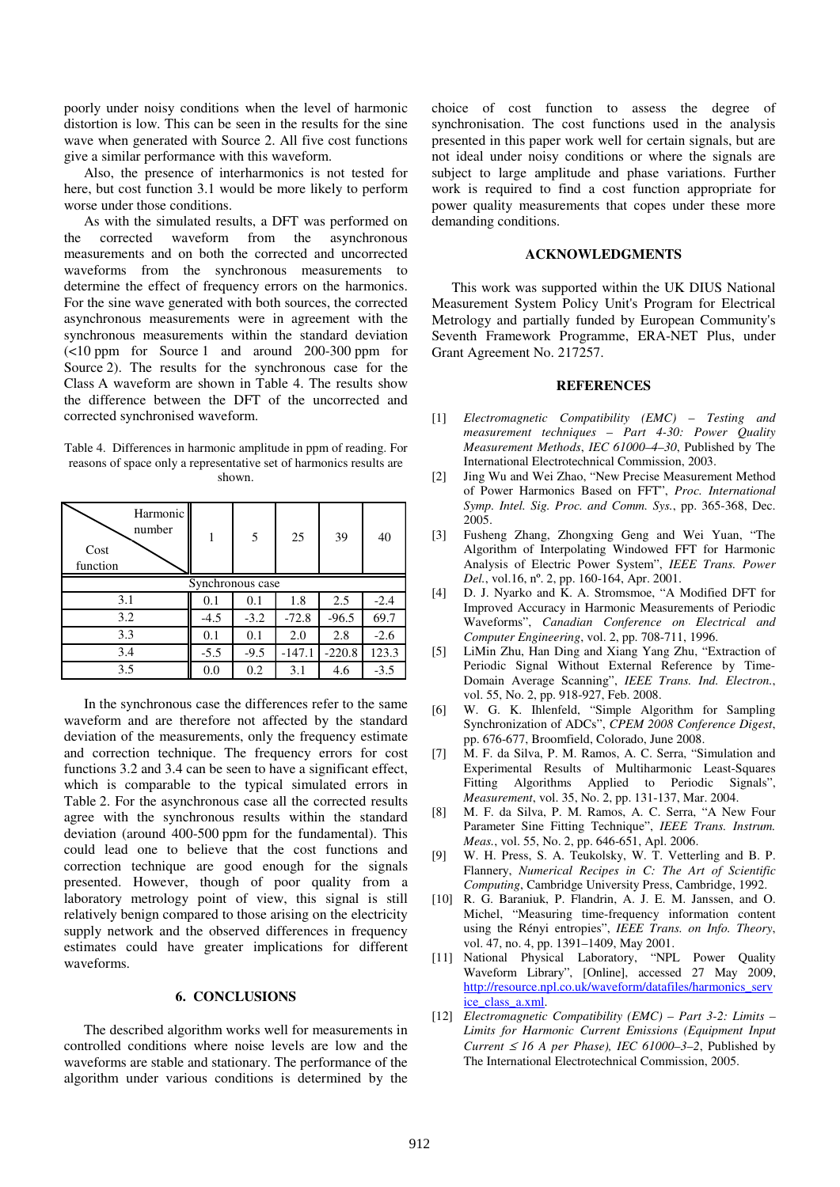poorly under noisy conditions when the level of harmonic distortion is low. This can be seen in the results for the sine wave when generated with Source 2. All five cost functions give a similar performance with this waveform.

Also, the presence of interharmonics is not tested for here, but cost function 3.1 would be more likely to perform worse under those conditions.

As with the simulated results, a DFT was performed on the corrected waveform from the asynchronous measurements and on both the corrected and uncorrected waveforms from the synchronous measurements to determine the effect of frequency errors on the harmonics. For the sine wave generated with both sources, the corrected asynchronous measurements were in agreement with the synchronous measurements within the standard deviation (<10 ppm for Source 1 and around 200-300 ppm for Source 2). The results for the synchronous case for the Class A waveform are shown in Table 4. The results show the difference between the DFT of the uncorrected and corrected synchronised waveform.

Table 4. Differences in harmonic amplitude in ppm of reading. For reasons of space only a representative set of harmonics results are shown.

| Cost function \ Harmonic number | 1 | 5 | 25 | 39 | 40 |
|---|---|---|---|---|---|
| Synchronous case | | | | | |
| 3.1 | 0.1 | 0.1 | 1.8 | 2.5 | -2.4 |
| 3.2 | -4.5 | -3.2 | -72.8 | -96.5 | 69.7 |
| 3.3 | 0.1 | 0.1 | 2.0 | 2.8 | -2.6 |
| 3.4 | -5.5 | -9.5 | -147.1 | -220.8 | 123.3 |
| 3.5 | 0.0 | 0.2 | 3.1 | 4.6 | -3.5 |

In the synchronous case the differences refer to the same waveform and are therefore not affected by the standard deviation of the measurements, only the frequency estimate and correction technique. The frequency errors for cost functions 3.2 and 3.4 can be seen to have a significant effect, which is comparable to the typical simulated errors in Table 2. For the asynchronous case all the corrected results agree with the synchronous results within the standard deviation (around 400-500 ppm for the fundamental). This could lead one to believe that the cost functions and correction technique are good enough for the signals presented. However, though of poor quality from a laboratory metrology point of view, this signal is still relatively benign compared to those arising on the electricity supply network and the observed differences in frequency estimates could have greater implications for different waveforms.

## 6. CONCLUSIONS

The described algorithm works well for measurements in controlled conditions where noise levels are low and the waveforms are stable and stationary. The performance of the algorithm under various conditions is determined by the choice of cost function to assess the degree of synchronisation. The cost functions used in the analysis presented in this paper work well for certain signals, but are not ideal under noisy conditions or where the signals are subject to large amplitude and phase variations. Further work is required to find a cost function appropriate for power quality measurements that copes under these more demanding conditions.

## ACKNOWLEDGMENTS

This work was supported within the UK DIUS National Measurement System Policy Unit's Program for Electrical Metrology and partially funded by European Community's Seventh Framework Programme, ERA-NET Plus, under Grant Agreement No. 217257.

## REFERENCES

[1] *Electromagnetic Compatibility (EMC) – Testing and measurement techniques – Part 4-30: Power Quality Measurement Methods*, *IEC 61000–4–30*, Published by The International Electrotechnical Commission, 2003.

[2] Jing Wu and Wei Zhao, "New Precise Measurement Method of Power Harmonics Based on FFT", *Proc. International Symp. Intel. Sig. Proc. and Comm. Sys.*, pp. 365-368, Dec. 2005.

[3] Fusheng Zhang, Zhongxing Geng and Wei Yuan, "The Algorithm of Interpolating Windowed FFT for Harmonic Analysis of Electric Power System", *IEEE Trans. Power Del.*, vol.16, nº. 2, pp. 160-164, Apr. 2001.

[4] D. J. Nyarko and K. A. Stromsmoe, "A Modified DFT for Improved Accuracy in Harmonic Measurements of Periodic Waveforms", *Canadian Conference on Electrical and Computer Engineering*, vol. 2, pp. 708-711, 1996.

[5] LiMin Zhu, Han Ding and Xiang Yang Zhu, "Extraction of Periodic Signal Without External Reference by Time-Domain Average Scanning", *IEEE Trans. Ind. Electron.*, vol. 55, No. 2, pp. 918-927, Feb. 2008.

[6] W. G. K. Ihlenfeld, "Simple Algorithm for Sampling Synchronization of ADCs", *CPEM 2008 Conference Digest*, pp. 676-677, Broomfield, Colorado, June 2008.

[7] M. F. da Silva, P. M. Ramos, A. C. Serra, "Simulation and Experimental Results of Multiharmonic Least-Squares Fitting Algorithms Applied to Periodic Signals", *Measurement*, vol. 35, No. 2, pp. 131-137, Mar. 2004.

[8] M. F. da Silva, P. M. Ramos, A. C. Serra, "A New Four Parameter Sine Fitting Technique", *IEEE Trans. Instrum. Meas.*, vol. 55, No. 2, pp. 646-651, Apl. 2006.

[9] W. H. Press, S. A. Teukolsky, W. T. Vetterling and B. P. Flannery, *Numerical Recipes in C: The Art of Scientific Computing*, Cambridge University Press, Cambridge, 1992.

[10] R. G. Baraniuk, P. Flandrin, A. J. E. M. Janssen, and O. Michel, "Measuring time-frequency information content using the Rényi entropies", *IEEE Trans. on Info. Theory*, vol. 47, no. 4, pp. 1391–1409, May 2001.

[11] National Physical Laboratory, "NPL Power Quality Waveform Library", [Online], accessed 27 May 2009, http://resource.npl.co.uk/waveform/datafiles/harmonics_service_class_a.xml.

[12] *Electromagnetic Compatibility (EMC) – Part 3-2: Limits – Limits for Harmonic Current Emissions (Equipment Input Current ≤ 16 A per Phase), IEC 61000–3–2*, Published by The International Electrotechnical Commission, 2005.